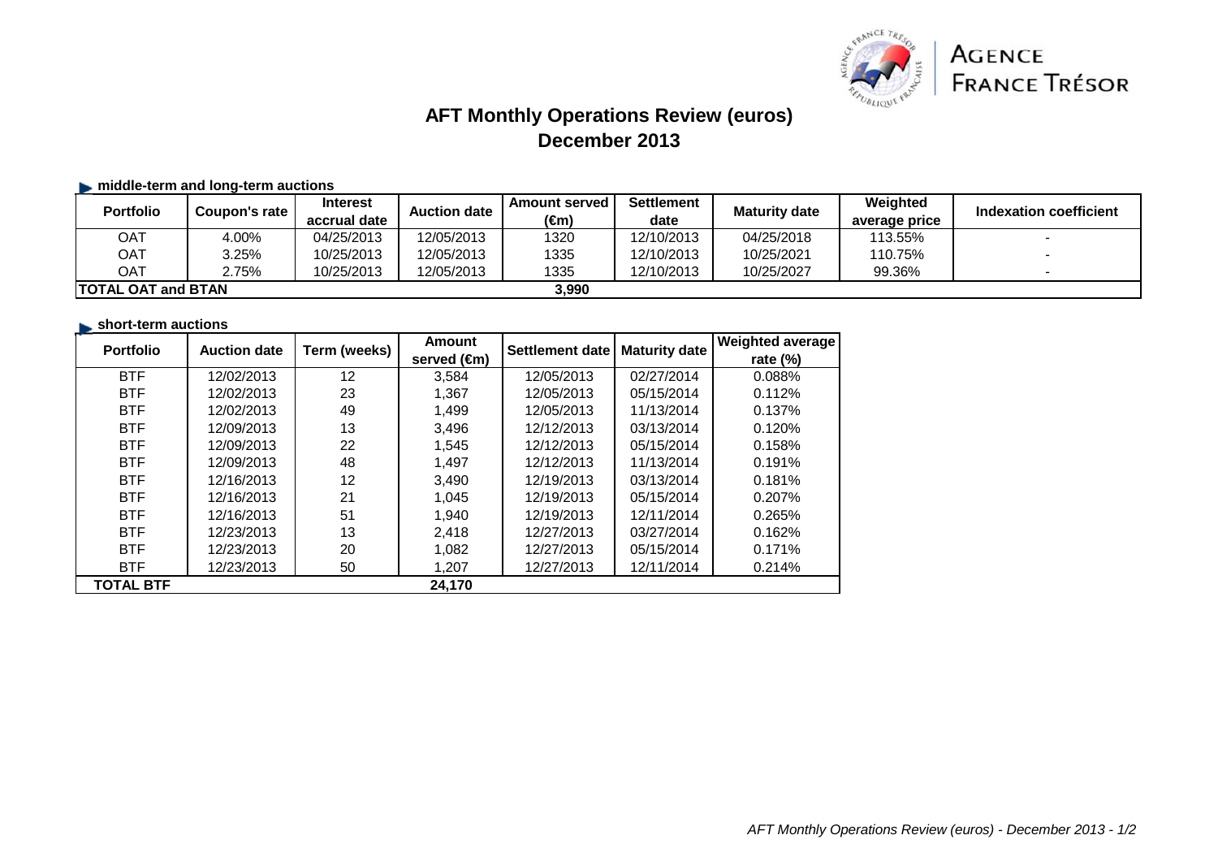AGENCE FRANCE TRÉSOR

# AFT Monthly Operations Review (euros)
## December 2013

### middle-term and long-term auctions

| Portfolio | Coupon's rate | Interest accrual date | Auction date | Amount served (€m) | Settlement date | Maturity date | Weighted average price | Indexation coefficient |
|---|---|---|---|---|---|---|---|---|
| OAT | 4.00% | 04/25/2013 | 12/05/2013 | 1320 | 12/10/2013 | 04/25/2018 | 113.55% | - |
| OAT | 3.25% | 10/25/2013 | 12/05/2013 | 1335 | 12/10/2013 | 10/25/2021 | 110.75% | - |
| OAT | 2.75% | 10/25/2013 | 12/05/2013 | 1335 | 12/10/2013 | 10/25/2027 | 99.36% | - |
| **TOTAL OAT and BTAN** | | | | **3,990** | | | | |

### short-term auctions

| Portfolio | Auction date | Term (weeks) | Amount served (€m) | Settlement date | Maturity date | Weighted average rate (%) |
|---|---|---|---|---|---|---|
| BTF | 12/02/2013 | 12 | 3,584 | 12/05/2013 | 02/27/2014 | 0.088% |
| BTF | 12/02/2013 | 23 | 1,367 | 12/05/2013 | 05/15/2014 | 0.112% |
| BTF | 12/02/2013 | 49 | 1,499 | 12/05/2013 | 11/13/2014 | 0.137% |
| BTF | 12/09/2013 | 13 | 3,496 | 12/12/2013 | 03/13/2014 | 0.120% |
| BTF | 12/09/2013 | 22 | 1,545 | 12/12/2013 | 05/15/2014 | 0.158% |
| BTF | 12/09/2013 | 48 | 1,497 | 12/12/2013 | 11/13/2014 | 0.191% |
| BTF | 12/16/2013 | 12 | 3,490 | 12/19/2013 | 03/13/2014 | 0.181% |
| BTF | 12/16/2013 | 21 | 1,045 | 12/19/2013 | 05/15/2014 | 0.207% |
| BTF | 12/16/2013 | 51 | 1,940 | 12/19/2013 | 12/11/2014 | 0.265% |
| BTF | 12/23/2013 | 13 | 2,418 | 12/27/2013 | 03/27/2014 | 0.162% |
| BTF | 12/23/2013 | 20 | 1,082 | 12/27/2013 | 05/15/2014 | 0.171% |
| BTF | 12/23/2013 | 50 | 1,207 | 12/27/2013 | 12/11/2014 | 0.214% |
| **TOTAL BTF** | | | **24,170** | | | |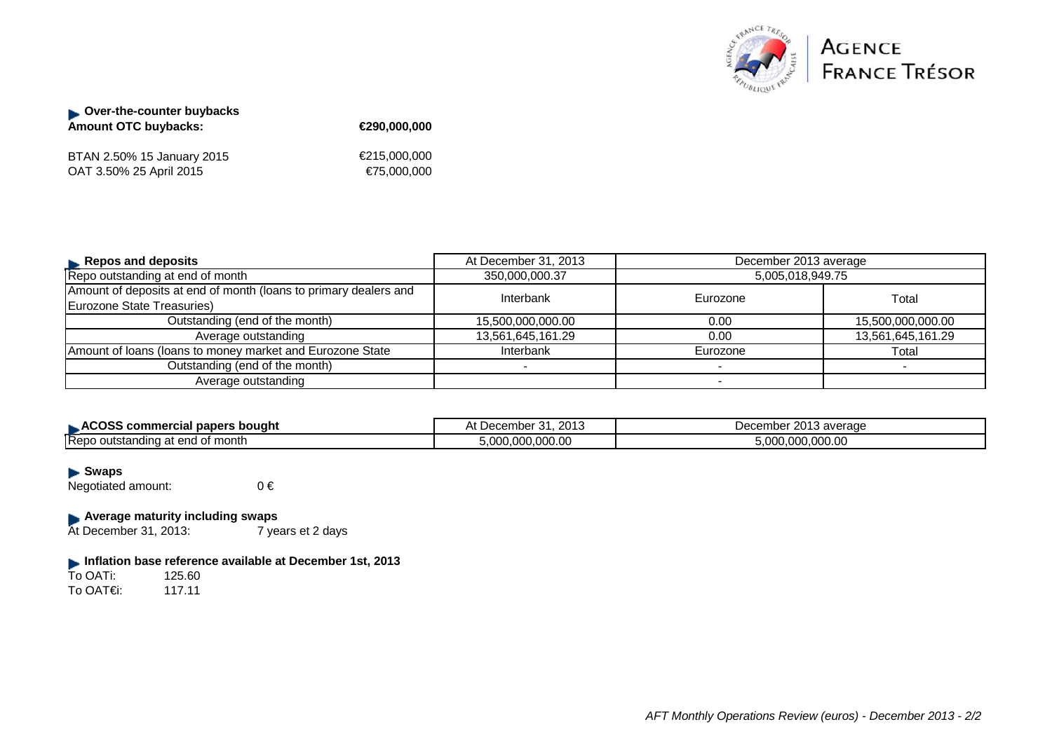### Over-the-counter buybacks

**Amount OTC buybacks:** **€290,000,000**

| | |
|---|---|
| BTAN 2.50% 15 January 2015 | €215,000,000 |
| OAT 3.50% 25 April 2015 | €75,000,000 |

| Repos and deposits | At December 31, 2013 | December 2013 average | |
|---|---|---|---|
| Repo outstanding at end of month | 350,000,000.37 | 5,005,018,949.75 | |
| Amount of deposits at end of month (loans to primary dealers and Eurozone State Treasuries) | Interbank | Eurozone | Total |
| Outstanding (end of the month) | 15,500,000,000.00 | 0.00 | 15,500,000,000.00 |
| Average outstanding | 13,561,645,161.29 | 0.00 | 13,561,645,161.29 |
| Amount of loans (loans to money market and Eurozone State | Interbank | Eurozone | Total |
| Outstanding (end of the month) | - | - | - |
| Average outstanding | | - | |

| ACOSS commercial papers bought | At December 31, 2013 | December 2013 average |
|---|---|---|
| Repo outstanding at end of month | 5,000,000,000.00 | 5,000,000,000.00 |

### Swaps

Negotiated amount: 0 €

### Average maturity including swaps

At December 31, 2013: 7 years et 2 days

### Inflation base reference available at December 1st, 2013

To OATi: 125.60

To OAT€i: 117.11